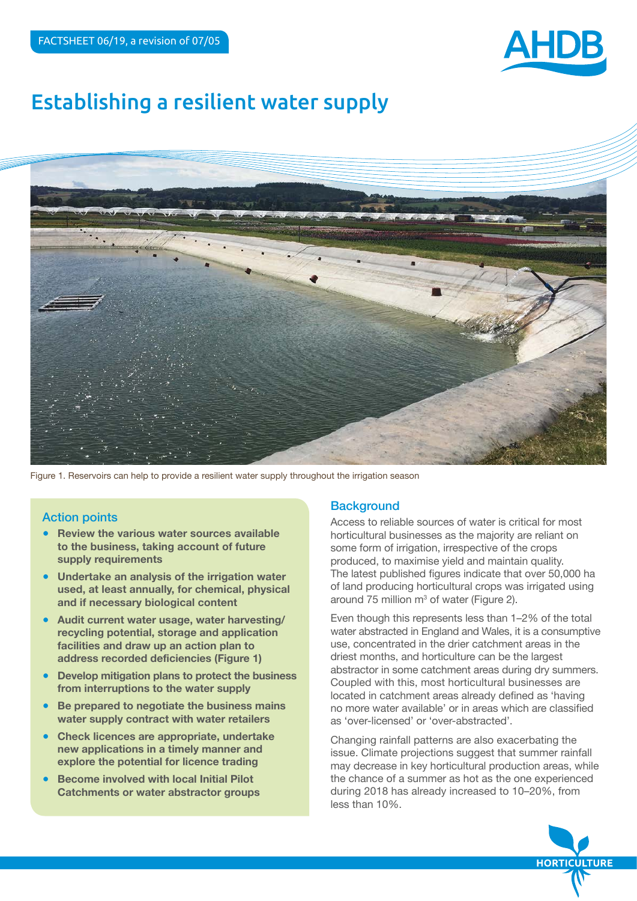FACTSHEET 06/19, a revision of 07/05

# Establishing a resilient water supply

Figure 1. Reservoirs can help to provide a resilient water supply throughout the irrigation season

## Action points

- **Review the various water sources available to the business, taking account of future supply requirements**
- **Undertake an analysis of the irrigation water used, at least annually, for chemical, physical and if necessary biological content**
- **Audit current water usage, water harvesting/ recycling potential, storage and application facilities and draw up an action plan to address recorded deficiencies (Figure 1)**
- **Develop mitigation plans to protect the business from interruptions to the water supply**
- **Be prepared to negotiate the business mains water supply contract with water retailers**
- **Check licences are appropriate, undertake new applications in a timely manner and explore the potential for licence trading**
- **Become involved with local Initial Pilot Catchments or water abstractor groups**

## Background

Access to reliable sources of water is critical for most horticultural businesses as the majority are reliant on some form of irrigation, irrespective of the crops produced, to maximise yield and maintain quality. The latest published figures indicate that over 50,000 ha of land producing horticultural crops was irrigated using around 75 million m$^3$ of water (Figure 2).

Even though this represents less than 1–2% of the total water abstracted in England and Wales, it is a consumptive use, concentrated in the drier catchment areas in the driest months, and horticulture can be the largest abstractor in some catchment areas during dry summers. Coupled with this, most horticultural businesses are located in catchment areas already defined as 'having no more water available' or in areas which are classified as 'over-licensed' or 'over-abstracted'.

Changing rainfall patterns are also exacerbating the issue. Climate projections suggest that summer rainfall may decrease in key horticultural production areas, while the chance of a summer as hot as the one experienced during 2018 has already increased to 10–20%, from less than 10%.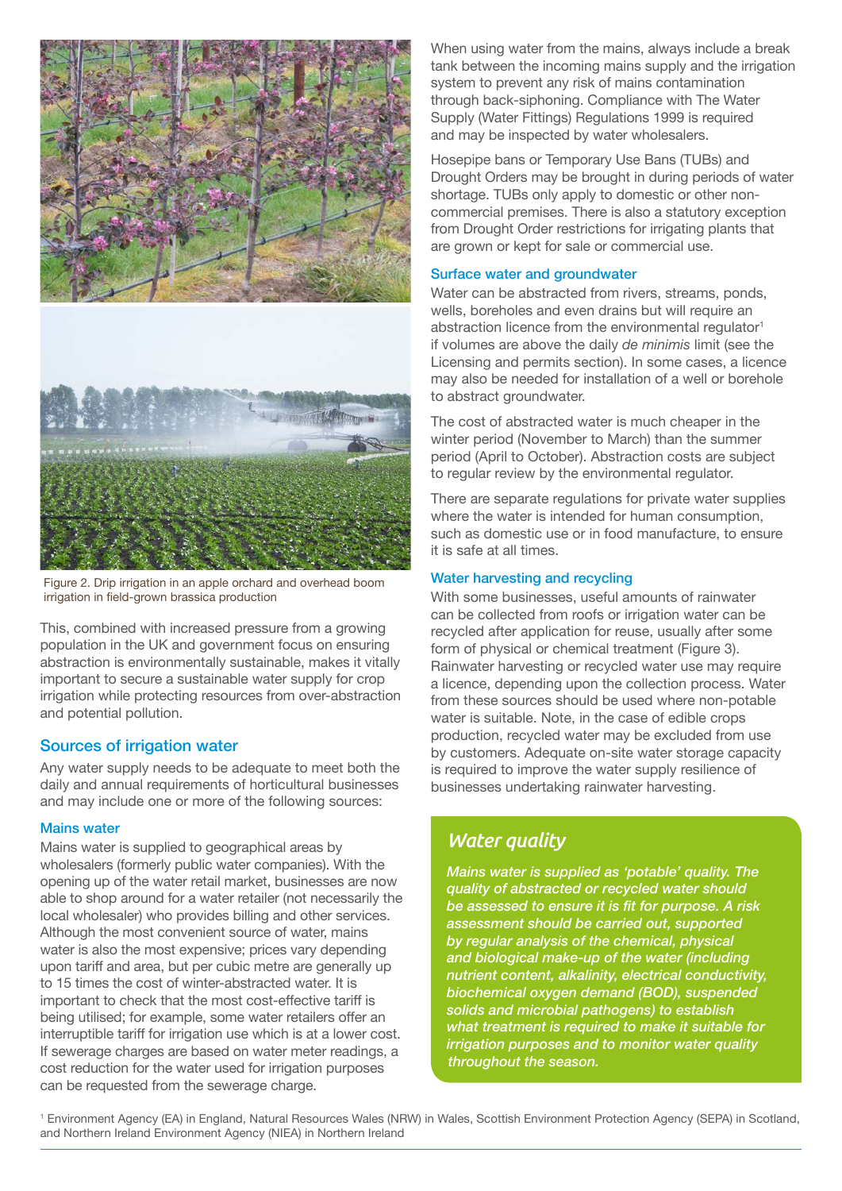Figure 2. Drip irrigation in an apple orchard and overhead boom irrigation in field-grown brassica production

This, combined with increased pressure from a growing population in the UK and government focus on ensuring abstraction is environmentally sustainable, makes it vitally important to secure a sustainable water supply for crop irrigation while protecting resources from over-abstraction and potential pollution.

## Sources of irrigation water

Any water supply needs to be adequate to meet both the daily and annual requirements of horticultural businesses and may include one or more of the following sources:

### Mains water

Mains water is supplied to geographical areas by wholesalers (formerly public water companies). With the opening up of the water retail market, businesses are now able to shop around for a water retailer (not necessarily the local wholesaler) who provides billing and other services. Although the most convenient source of water, mains water is also the most expensive; prices vary depending upon tariff and area, but per cubic metre are generally up to 15 times the cost of winter-abstracted water. It is important to check that the most cost-effective tariff is being utilised; for example, some water retailers offer an interruptible tariff for irrigation use which is at a lower cost. If sewerage charges are based on water meter readings, a cost reduction for the water used for irrigation purposes can be requested from the sewerage charge.

When using water from the mains, always include a break tank between the incoming mains supply and the irrigation system to prevent any risk of mains contamination through back-siphoning. Compliance with The Water Supply (Water Fittings) Regulations 1999 is required and may be inspected by water wholesalers.

Hosepipe bans or Temporary Use Bans (TUBs) and Drought Orders may be brought in during periods of water shortage. TUBs only apply to domestic or other non-commercial premises. There is also a statutory exception from Drought Order restrictions for irrigating plants that are grown or kept for sale or commercial use.

### Surface water and groundwater

Water can be abstracted from rivers, streams, ponds, wells, boreholes and even drains but will require an abstraction licence from the environmental regulator[1] if volumes are above the daily *de minimis* limit (see the Licensing and permits section). In some cases, a licence may also be needed for installation of a well or borehole to abstract groundwater.

The cost of abstracted water is much cheaper in the winter period (November to March) than the summer period (April to October). Abstraction costs are subject to regular review by the environmental regulator.

There are separate regulations for private water supplies where the water is intended for human consumption, such as domestic use or in food manufacture, to ensure it is safe at all times.

### Water harvesting and recycling

With some businesses, useful amounts of rainwater can be collected from roofs or irrigation water can be recycled after application for reuse, usually after some form of physical or chemical treatment (Figure 3). Rainwater harvesting or recycled water use may require a licence, depending upon the collection process. Water from these sources should be used where non-potable water is suitable. Note, in the case of edible crops production, recycled water may be excluded from use by customers. Adequate on-site water storage capacity is required to improve the water supply resilience of businesses undertaking rainwater harvesting.

## *Water quality*

***Mains water is supplied as 'potable' quality. The quality of abstracted or recycled water should be assessed to ensure it is fit for purpose. A risk assessment should be carried out, supported by regular analysis of the chemical, physical and biological make-up of the water (including nutrient content, alkalinity, electrical conductivity, biochemical oxygen demand (BOD), suspended solids and microbial pathogens) to establish what treatment is required to make it suitable for irrigation purposes and to monitor water quality throughout the season.***

[1] Environment Agency (EA) in England, Natural Resources Wales (NRW) in Wales, Scottish Environment Protection Agency (SEPA) in Scotland, and Northern Ireland Environment Agency (NIEA) in Northern Ireland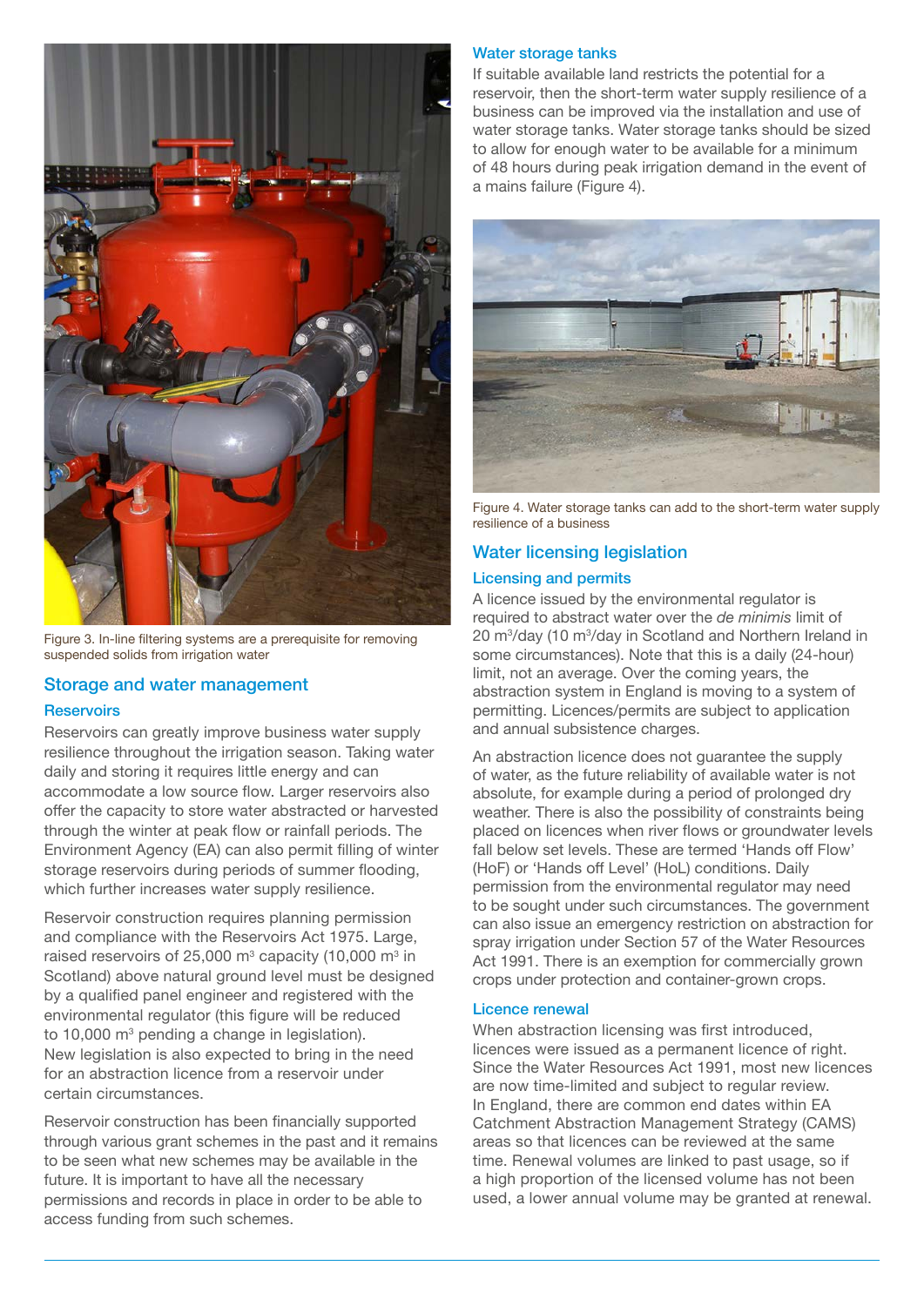Figure 3. In-line filtering systems are a prerequisite for removing suspended solids from irrigation water

## Storage and water management

### Reservoirs

Reservoirs can greatly improve business water supply resilience throughout the irrigation season. Taking water daily and storing it requires little energy and can accommodate a low source flow. Larger reservoirs also offer the capacity to store water abstracted or harvested through the winter at peak flow or rainfall periods. The Environment Agency (EA) can also permit filling of winter storage reservoirs during periods of summer flooding, which further increases water supply resilience.

Reservoir construction requires planning permission and compliance with the Reservoirs Act 1975. Large, raised reservoirs of 25,000 $m^3$ capacity (10,000 $m^3$ in Scotland) above natural ground level must be designed by a qualified panel engineer and registered with the environmental regulator (this figure will be reduced to 10,000 $m^3$ pending a change in legislation). New legislation is also expected to bring in the need for an abstraction licence from a reservoir under certain circumstances.

Reservoir construction has been financially supported through various grant schemes in the past and it remains to be seen what new schemes may be available in the future. It is important to have all the necessary permissions and records in place in order to be able to access funding from such schemes.

### Water storage tanks

If suitable available land restricts the potential for a reservoir, then the short-term water supply resilience of a business can be improved via the installation and use of water storage tanks. Water storage tanks should be sized to allow for enough water to be available for a minimum of 48 hours during peak irrigation demand in the event of a mains failure (Figure 4).

Figure 4. Water storage tanks can add to the short-term water supply resilience of a business

## Water licensing legislation

### Licensing and permits

A licence issued by the environmental regulator is required to abstract water over the *de minimis* limit of 20 $m^3$/day (10 $m^3$/day in Scotland and Northern Ireland in some circumstances). Note that this is a daily (24-hour) limit, not an average. Over the coming years, the abstraction system in England is moving to a system of permitting. Licences/permits are subject to application and annual subsistence charges.

An abstraction licence does not guarantee the supply of water, as the future reliability of available water is not absolute, for example during a period of prolonged dry weather. There is also the possibility of constraints being placed on licences when river flows or groundwater levels fall below set levels. These are termed 'Hands off Flow' (HoF) or 'Hands off Level' (HoL) conditions. Daily permission from the environmental regulator may need to be sought under such circumstances. The government can also issue an emergency restriction on abstraction for spray irrigation under Section 57 of the Water Resources Act 1991. There is an exemption for commercially grown crops under protection and container-grown crops.

### Licence renewal

When abstraction licensing was first introduced, licences were issued as a permanent licence of right. Since the Water Resources Act 1991, most new licences are now time-limited and subject to regular review. In England, there are common end dates within EA Catchment Abstraction Management Strategy (CAMS) areas so that licences can be reviewed at the same time. Renewal volumes are linked to past usage, so if a high proportion of the licensed volume has not been used, a lower annual volume may be granted at renewal.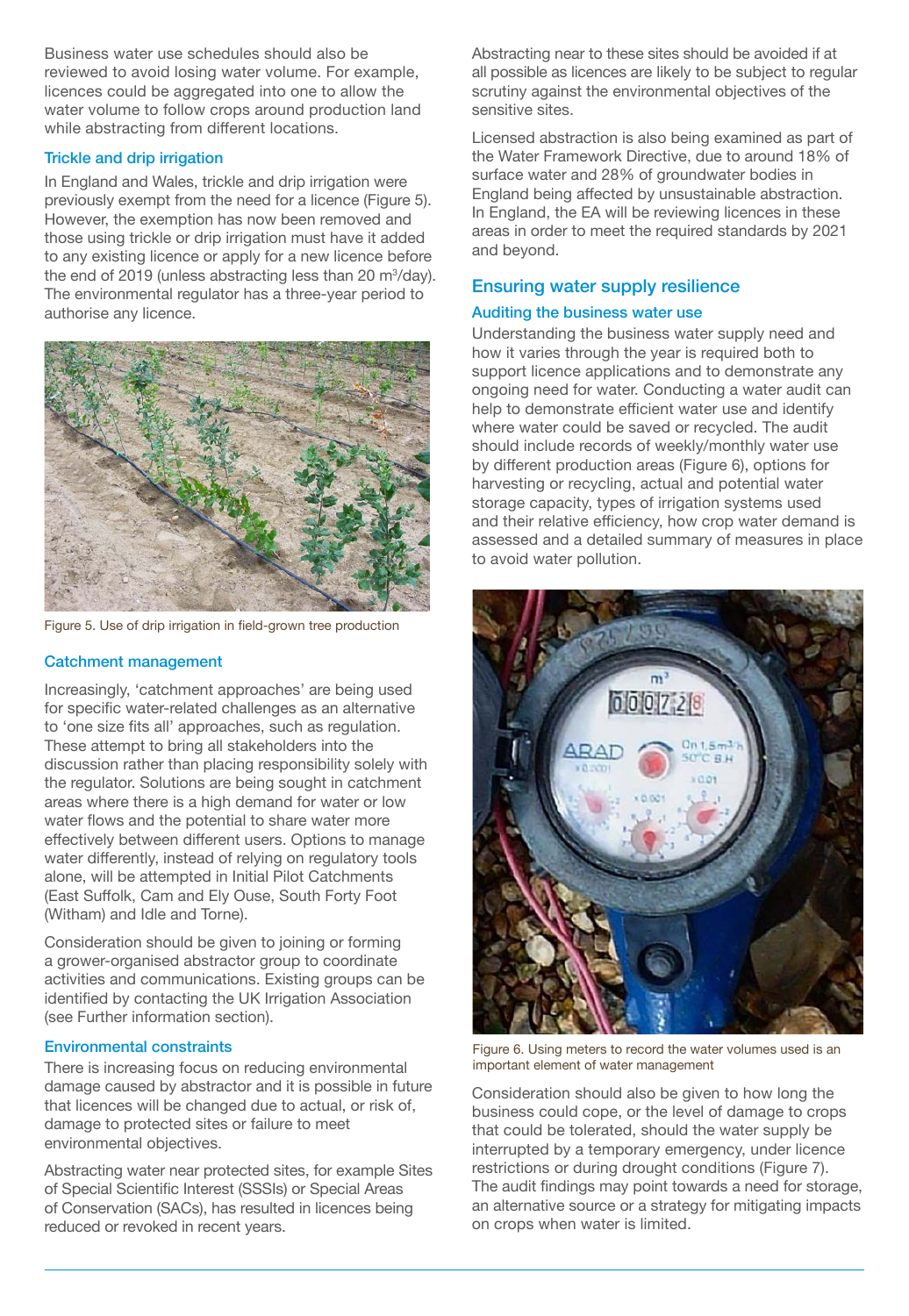Business water use schedules should also be reviewed to avoid losing water volume. For example, licences could be aggregated into one to allow the water volume to follow crops around production land while abstracting from different locations.

### Trickle and drip irrigation

In England and Wales, trickle and drip irrigation were previously exempt from the need for a licence (Figure 5). However, the exemption has now been removed and those using trickle or drip irrigation must have it added to any existing licence or apply for a new licence before the end of 2019 (unless abstracting less than 20 $m^3$/day). The environmental regulator has a three-year period to authorise any licence.

Figure 5. Use of drip irrigation in field-grown tree production

### Catchment management

Increasingly, 'catchment approaches' are being used for specific water-related challenges as an alternative to 'one size fits all' approaches, such as regulation. These attempt to bring all stakeholders into the discussion rather than placing responsibility solely with the regulator. Solutions are being sought in catchment areas where there is a high demand for water or low water flows and the potential to share water more effectively between different users. Options to manage water differently, instead of relying on regulatory tools alone, will be attempted in Initial Pilot Catchments (East Suffolk, Cam and Ely Ouse, South Forty Foot (Witham) and Idle and Torne).

Consideration should be given to joining or forming a grower-organised abstractor group to coordinate activities and communications. Existing groups can be identified by contacting the UK Irrigation Association (see Further information section).

### Environmental constraints

There is increasing focus on reducing environmental damage caused by abstractor and it is possible in future that licences will be changed due to actual, or risk of, damage to protected sites or failure to meet environmental objectives.

Abstracting water near protected sites, for example Sites of Special Scientific Interest (SSSIs) or Special Areas of Conservation (SACs), has resulted in licences being reduced or revoked in recent years.

Abstracting near to these sites should be avoided if at all possible as licences are likely to be subject to regular scrutiny against the environmental objectives of the sensitive sites.

Licensed abstraction is also being examined as part of the Water Framework Directive, due to around 18% of surface water and 28% of groundwater bodies in England being affected by unsustainable abstraction. In England, the EA will be reviewing licences in these areas in order to meet the required standards by 2021 and beyond.

## Ensuring water supply resilience

### Auditing the business water use

Understanding the business water supply need and how it varies through the year is required both to support licence applications and to demonstrate any ongoing need for water. Conducting a water audit can help to demonstrate efficient water use and identify where water could be saved or recycled. The audit should include records of weekly/monthly water use by different production areas (Figure 6), options for harvesting or recycling, actual and potential water storage capacity, types of irrigation systems used and their relative efficiency, how crop water demand is assessed and a detailed summary of measures in place to avoid water pollution.

Figure 6. Using meters to record the water volumes used is an important element of water management

Consideration should also be given to how long the business could cope, or the level of damage to crops that could be tolerated, should the water supply be interrupted by a temporary emergency, under licence restrictions or during drought conditions (Figure 7). The audit findings may point towards a need for storage, an alternative source or a strategy for mitigating impacts on crops when water is limited.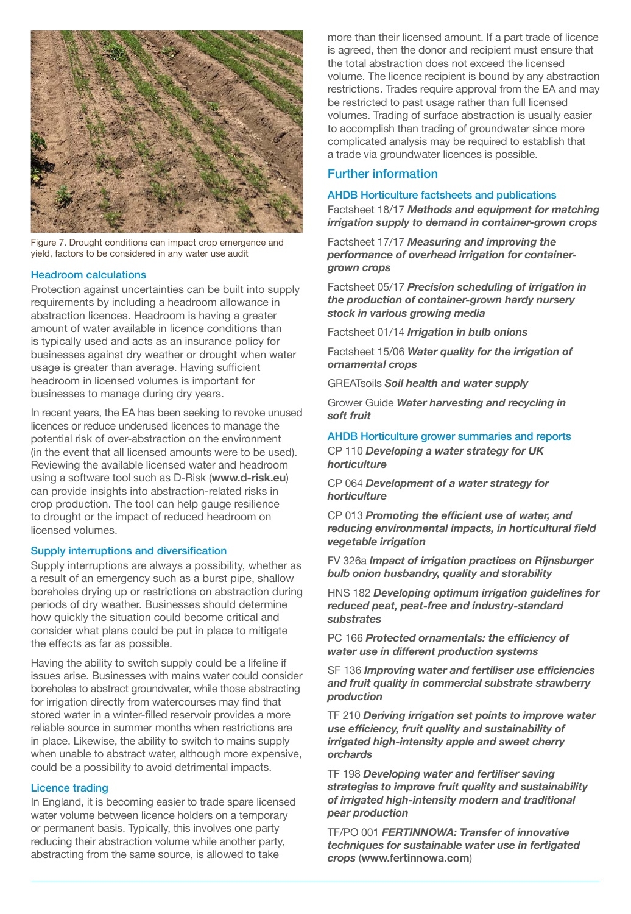Figure 7. Drought conditions can impact crop emergence and yield, factors to be considered in any water use audit

### Headroom calculations

Protection against uncertainties can be built into supply requirements by including a headroom allowance in abstraction licences. Headroom is having a greater amount of water available in licence conditions than is typically used and acts as an insurance policy for businesses against dry weather or drought when water usage is greater than average. Having sufficient headroom in licensed volumes is important for businesses to manage during dry years.

In recent years, the EA has been seeking to revoke unused licences or reduce underused licences to manage the potential risk of over-abstraction on the environment (in the event that all licensed amounts were to be used). Reviewing the available licensed water and headroom using a software tool such as D-Risk (**www.d-risk.eu**) can provide insights into abstraction-related risks in crop production. The tool can help gauge resilience to drought or the impact of reduced headroom on licensed volumes.

### Supply interruptions and diversification

Supply interruptions are always a possibility, whether as a result of an emergency such as a burst pipe, shallow boreholes drying up or restrictions on abstraction during periods of dry weather. Businesses should determine how quickly the situation could become critical and consider what plans could be put in place to mitigate the effects as far as possible.

Having the ability to switch supply could be a lifeline if issues arise. Businesses with mains water could consider boreholes to abstract groundwater, while those abstracting for irrigation directly from watercourses may find that stored water in a winter-filled reservoir provides a more reliable source in summer months when restrictions are in place. Likewise, the ability to switch to mains supply when unable to abstract water, although more expensive, could be a possibility to avoid detrimental impacts.

### Licence trading

In England, it is becoming easier to trade spare licensed water volume between licence holders on a temporary or permanent basis. Typically, this involves one party reducing their abstraction volume while another party, abstracting from the same source, is allowed to take more than their licensed amount. If a part trade of licence is agreed, then the donor and recipient must ensure that the total abstraction does not exceed the licensed volume. The licence recipient is bound by any abstraction restrictions. Trades require approval from the EA and may be restricted to past usage rather than full licensed volumes. Trading of surface abstraction is usually easier to accomplish than trading of groundwater since more complicated analysis may be required to establish that a trade via groundwater licences is possible.

## Further information

### AHDB Horticulture factsheets and publications

Factsheet 18/17 ***Methods and equipment for matching irrigation supply to demand in container-grown crops***

Factsheet 17/17 ***Measuring and improving the performance of overhead irrigation for container-grown crops***

Factsheet 05/17 ***Precision scheduling of irrigation in the production of container-grown hardy nursery stock in various growing media***

Factsheet 01/14 ***Irrigation in bulb onions***

Factsheet 15/06 ***Water quality for the irrigation of ornamental crops***

GREATsoils ***Soil health and water supply***

Grower Guide ***Water harvesting and recycling in soft fruit***

### AHDB Horticulture grower summaries and reports

CP 110 ***Developing a water strategy for UK horticulture***

CP 064 ***Development of a water strategy for horticulture***

CP 013 ***Promoting the efficient use of water, and reducing environmental impacts, in horticultural field vegetable irrigation***

FV 326a ***Impact of irrigation practices on Rijnsburger bulb onion husbandry, quality and storability***

HNS 182 ***Developing optimum irrigation guidelines for reduced peat, peat-free and industry-standard substrates***

PC 166 ***Protected ornamentals: the efficiency of water use in different production systems***

SF 136 ***Improving water and fertiliser use efficiencies and fruit quality in commercial substrate strawberry production***

TF 210 ***Deriving irrigation set points to improve water use efficiency, fruit quality and sustainability of irrigated high-intensity apple and sweet cherry orchards***

TF 198 ***Developing water and fertiliser saving strategies to improve fruit quality and sustainability of irrigated high-intensity modern and traditional pear production***

TF/PO 001 ***FERTINNOWA: Transfer of innovative techniques for sustainable water use in fertigated crops*** (**www.fertinnowa.com**)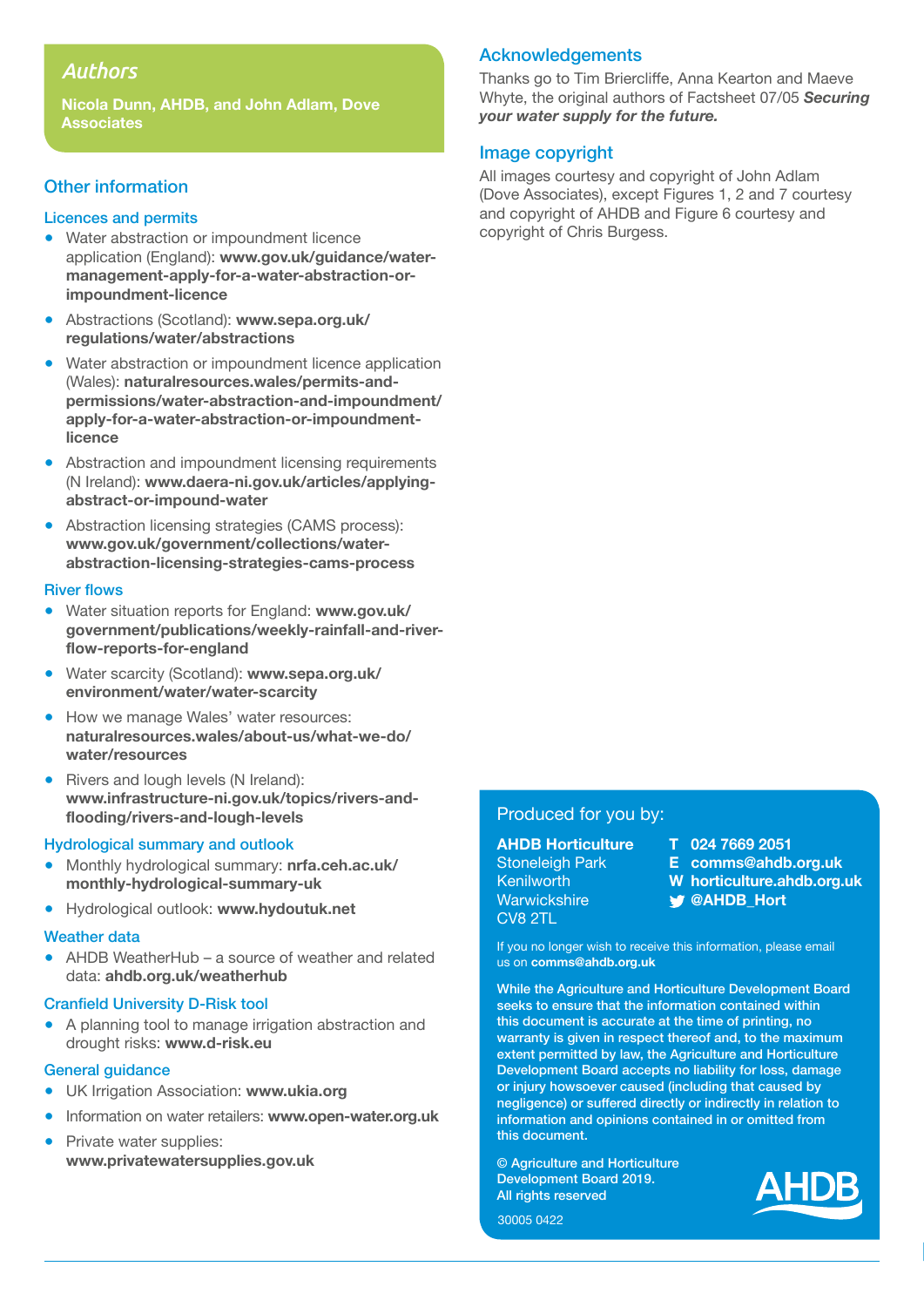## Authors

**Nicola Dunn, AHDB, and John Adlam, Dove Associates**

## Other information

### Licences and permits

- Water abstraction or impoundment licence application (England): **www.gov.uk/guidance/water-management-apply-for-a-water-abstraction-or-impoundment-licence**
- Abstractions (Scotland): **www.sepa.org.uk/regulations/water/abstractions**
- Water abstraction or impoundment licence application (Wales): **naturalresources.wales/permits-and-permissions/water-abstraction-and-impoundment/apply-for-a-water-abstraction-or-impoundment-licence**
- Abstraction and impoundment licensing requirements (N Ireland): **www.daera-ni.gov.uk/articles/applying-abstract-or-impound-water**
- Abstraction licensing strategies (CAMS process): **www.gov.uk/government/collections/water-abstraction-licensing-strategies-cams-process**

### River flows

- Water situation reports for England: **www.gov.uk/government/publications/weekly-rainfall-and-river-flow-reports-for-england**
- Water scarcity (Scotland): **www.sepa.org.uk/environment/water/water-scarcity**
- How we manage Wales' water resources: **naturalresources.wales/about-us/what-we-do/water/resources**
- Rivers and lough levels (N Ireland): **www.infrastructure-ni.gov.uk/topics/rivers-and-flooding/rivers-and-lough-levels**

### Hydrological summary and outlook

- Monthly hydrological summary: **nrfa.ceh.ac.uk/monthly-hydrological-summary-uk**
- Hydrological outlook: **www.hydoutuk.net**

### Weather data

- AHDB WeatherHub – a source of weather and related data: **ahdb.org.uk/weatherhub**

### Cranfield University D-Risk tool

- A planning tool to manage irrigation abstraction and drought risks: **www.d-risk.eu**

### General guidance

- UK Irrigation Association: **www.ukia.org**
- Information on water retailers: **www.open-water.org.uk**
- Private water supplies: **www.privatewatersupplies.gov.uk**

## Acknowledgements

Thanks go to Tim Briercliffe, Anna Kearton and Maeve Whyte, the original authors of Factsheet 07/05 ***Securing your water supply for the future.***

## Image copyright

All images courtesy and copyright of John Adlam (Dove Associates), except Figures 1, 2 and 7 courtesy and copyright of AHDB and Figure 6 courtesy and copyright of Chris Burgess.

Produced for you by:

**AHDB Horticulture**
Stoneleigh Park
Kenilworth
Warwickshire
CV8 2TL

**T 024 7669 2051**
**E comms@ahdb.org.uk**
**W horticulture.ahdb.org.uk**
**@AHDB_Hort**

If you no longer wish to receive this information, please email us on **comms@ahdb.org.uk**

**While the Agriculture and Horticulture Development Board seeks to ensure that the information contained within this document is accurate at the time of printing, no warranty is given in respect thereof and, to the maximum extent permitted by law, the Agriculture and Horticulture Development Board accepts no liability for loss, damage or injury howsoever caused (including that caused by negligence) or suffered directly or indirectly in relation to information and opinions contained in or omitted from this document.**

**© Agriculture and Horticulture Development Board 2019. All rights reserved**

30005 0422